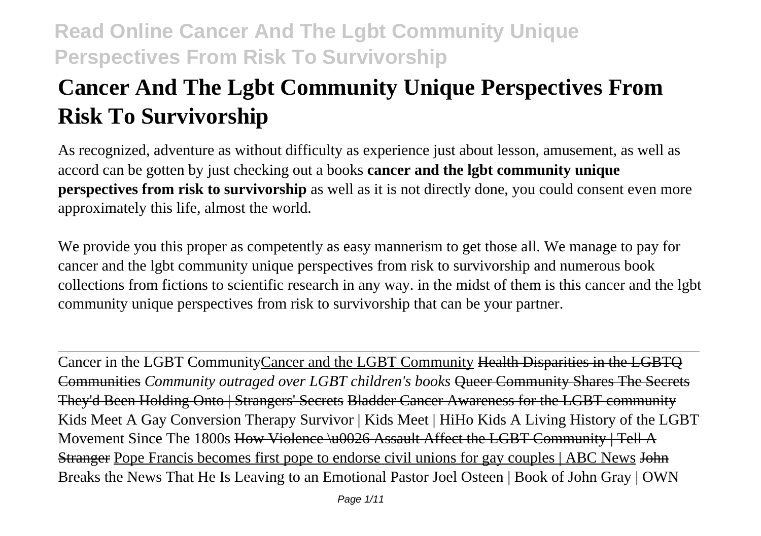# Cancer And The Lgbt Community Unique Perspectives From Risk To Survivorship

As recognized, adventure as without difficulty as experience just about lesson, amusement, as well as accord can be gotten by just checking out a books **cancer and the lgbt community unique perspectives from risk to survivorship** as well as it is not directly done, you could consent even more approximately this life, almost the world.

We provide you this proper as competently as easy mannerism to get those all. We manage to pay for cancer and the lgbt community unique perspectives from risk to survivorship and numerous book collections from fictions to scientific research in any way. in the midst of them is this cancer and the lgbt community unique perspectives from risk to survivorship that can be your partner.

---

Cancer in the LGBT Community Cancer and the LGBT Community ~~Health Disparities in the LGBTQ Communities~~ *Community outraged over LGBT children's books* ~~Queer Community Shares The Secrets They'd Been Holding Onto | Strangers' Secrets~~ ~~Bladder Cancer Awareness for the LGBT community~~ Kids Meet A Gay Conversion Therapy Survivor | Kids Meet | HiHo Kids A Living History of the LGBT Movement Since The 1800s ~~How Violence \u0026 Assault Affect the LGBT Community | Tell A Stranger~~ Pope Francis becomes first pope to endorse civil unions for gay couples | ABC News ~~John Breaks the News That He Is Leaving to an Emotional Pastor Joel Osteen | Book of John Gray | OWN~~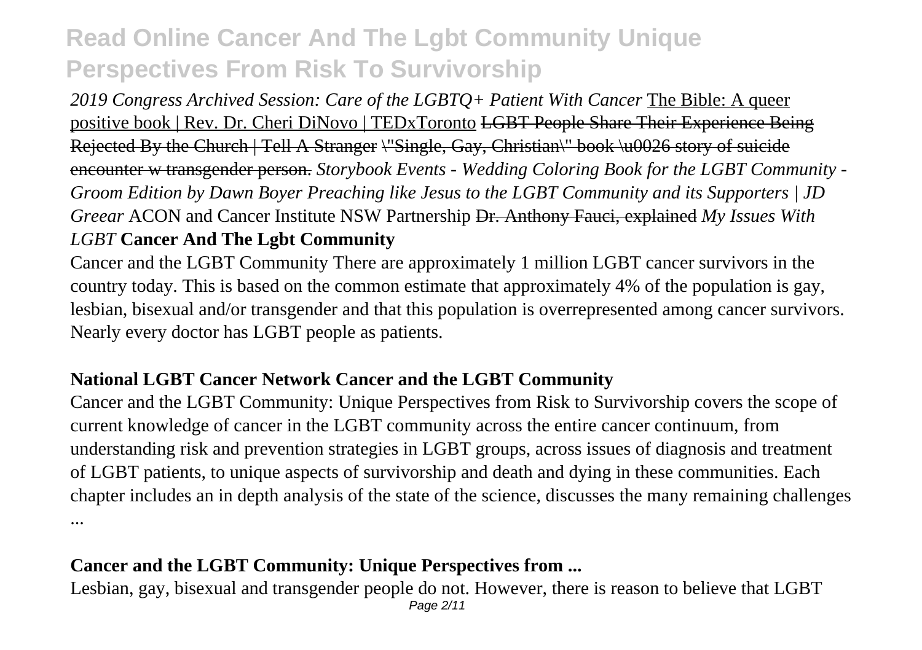*2019 Congress Archived Session: Care of the LGBTQ+ Patient With Cancer* The Bible: A queer positive book | Rev. Dr. Cheri DiNovo | TEDxToronto ~~LGBT People Share Their Experience Being Rejected By the Church | Tell A Stranger~~ ~~\"Single, Gay, Christian\" book \u0026 story of suicide encounter w transgender person.~~ *Storybook Events - Wedding Coloring Book for the LGBT Community - Groom Edition by Dawn Boyer Preaching like Jesus to the LGBT Community and its Supporters | JD Greear* ACON and Cancer Institute NSW Partnership ~~Dr. Anthony Fauci, explained~~ *My Issues With LGBT* **Cancer And The Lgbt Community**

Cancer and the LGBT Community There are approximately 1 million LGBT cancer survivors in the country today. This is based on the common estimate that approximately 4% of the population is gay, lesbian, bisexual and/or transgender and that this population is overrepresented among cancer survivors. Nearly every doctor has LGBT people as patients.

### National LGBT Cancer Network Cancer and the LGBT Community

Cancer and the LGBT Community: Unique Perspectives from Risk to Survivorship covers the scope of current knowledge of cancer in the LGBT community across the entire cancer continuum, from understanding risk and prevention strategies in LGBT groups, across issues of diagnosis and treatment of LGBT patients, to unique aspects of survivorship and death and dying in these communities. Each chapter includes an in depth analysis of the state of the science, discusses the many remaining challenges ...

### Cancer and the LGBT Community: Unique Perspectives from ...

Lesbian, gay, bisexual and transgender people do not. However, there is reason to believe that LGBT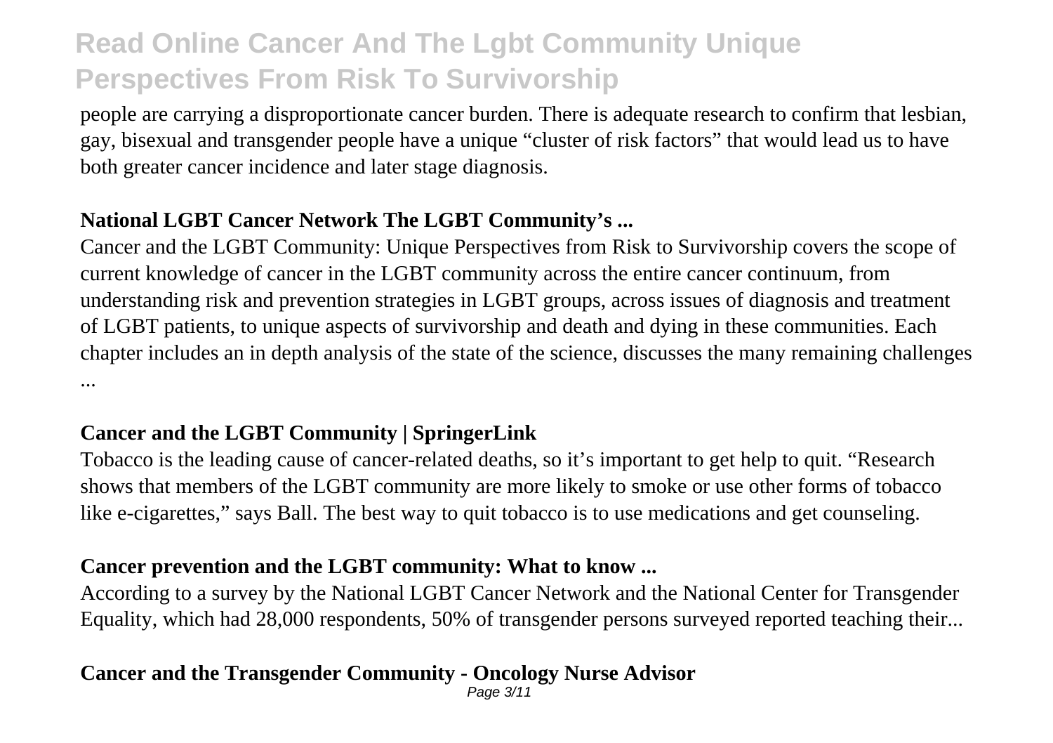people are carrying a disproportionate cancer burden. There is adequate research to confirm that lesbian, gay, bisexual and transgender people have a unique "cluster of risk factors" that would lead us to have both greater cancer incidence and later stage diagnosis.

**National LGBT Cancer Network The LGBT Community's ...**

Cancer and the LGBT Community: Unique Perspectives from Risk to Survivorship covers the scope of current knowledge of cancer in the LGBT community across the entire cancer continuum, from understanding risk and prevention strategies in LGBT groups, across issues of diagnosis and treatment of LGBT patients, to unique aspects of survivorship and death and dying in these communities. Each chapter includes an in depth analysis of the state of the science, discusses the many remaining challenges ...

**Cancer and the LGBT Community | SpringerLink**

Tobacco is the leading cause of cancer-related deaths, so it's important to get help to quit. "Research shows that members of the LGBT community are more likely to smoke or use other forms of tobacco like e-cigarettes," says Ball. The best way to quit tobacco is to use medications and get counseling.

**Cancer prevention and the LGBT community: What to know ...**

According to a survey by the National LGBT Cancer Network and the National Center for Transgender Equality, which had 28,000 respondents, 50% of transgender persons surveyed reported teaching their...

**Cancer and the Transgender Community - Oncology Nurse Advisor**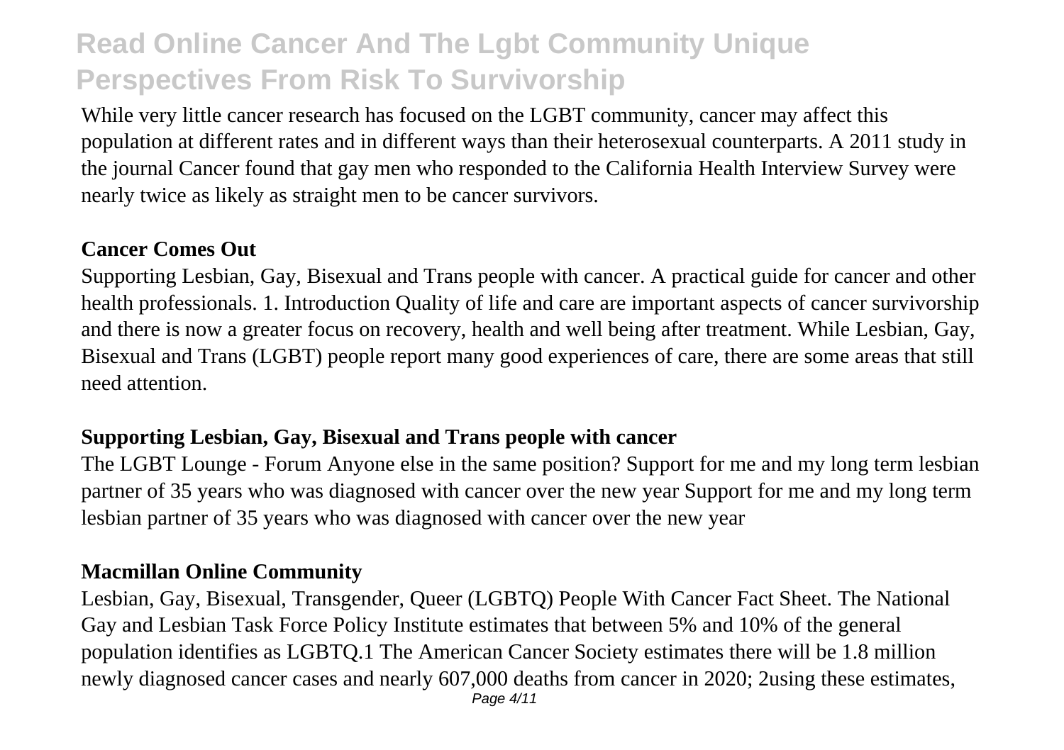While very little cancer research has focused on the LGBT community, cancer may affect this population at different rates and in different ways than their heterosexual counterparts. A 2011 study in the journal Cancer found that gay men who responded to the California Health Interview Survey were nearly twice as likely as straight men to be cancer survivors.

**Cancer Comes Out**

Supporting Lesbian, Gay, Bisexual and Trans people with cancer. A practical guide for cancer and other health professionals. 1. Introduction Quality of life and care are important aspects of cancer survivorship and there is now a greater focus on recovery, health and well being after treatment. While Lesbian, Gay, Bisexual and Trans (LGBT) people report many good experiences of care, there are some areas that still need attention.

**Supporting Lesbian, Gay, Bisexual and Trans people with cancer**

The LGBT Lounge - Forum Anyone else in the same position? Support for me and my long term lesbian partner of 35 years who was diagnosed with cancer over the new year Support for me and my long term lesbian partner of 35 years who was diagnosed with cancer over the new year

**Macmillan Online Community**

Lesbian, Gay, Bisexual, Transgender, Queer (LGBTQ) People With Cancer Fact Sheet. The National Gay and Lesbian Task Force Policy Institute estimates that between 5% and 10% of the general population identifies as LGBTQ.1 The American Cancer Society estimates there will be 1.8 million newly diagnosed cancer cases and nearly 607,000 deaths from cancer in 2020; 2using these estimates,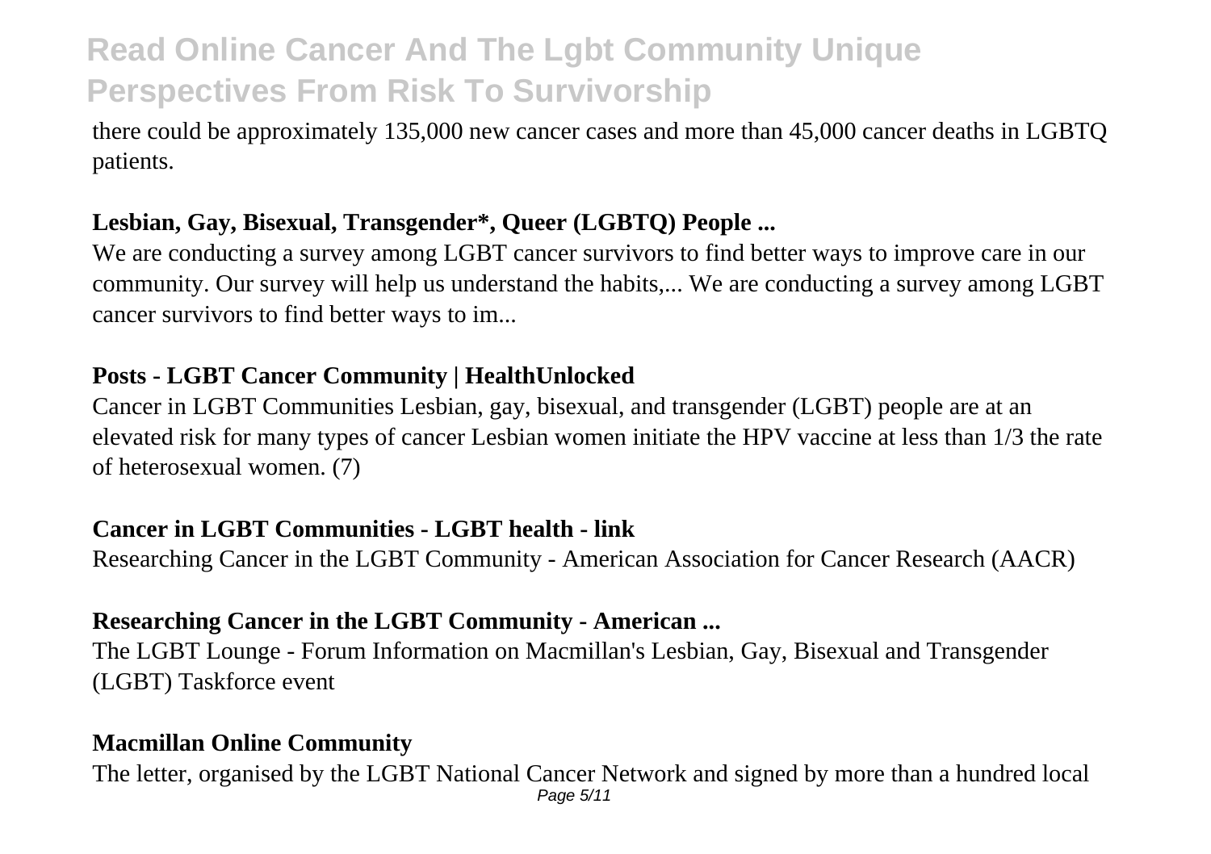there could be approximately 135,000 new cancer cases and more than 45,000 cancer deaths in LGBTQ patients.

**Lesbian, Gay, Bisexual, Transgender*, Queer (LGBTQ) People ...**

We are conducting a survey among LGBT cancer survivors to find better ways to improve care in our community. Our survey will help us understand the habits,... We are conducting a survey among LGBT cancer survivors to find better ways to im...

**Posts - LGBT Cancer Community | HealthUnlocked**

Cancer in LGBT Communities Lesbian, gay, bisexual, and transgender (LGBT) people are at an elevated risk for many types of cancer Lesbian women initiate the HPV vaccine at less than 1/3 the rate of heterosexual women. (7)

**Cancer in LGBT Communities - LGBT health - link**

Researching Cancer in the LGBT Community - American Association for Cancer Research (AACR)

**Researching Cancer in the LGBT Community - American ...**

The LGBT Lounge - Forum Information on Macmillan's Lesbian, Gay, Bisexual and Transgender (LGBT) Taskforce event

**Macmillan Online Community**

The letter, organised by the LGBT National Cancer Network and signed by more than a hundred local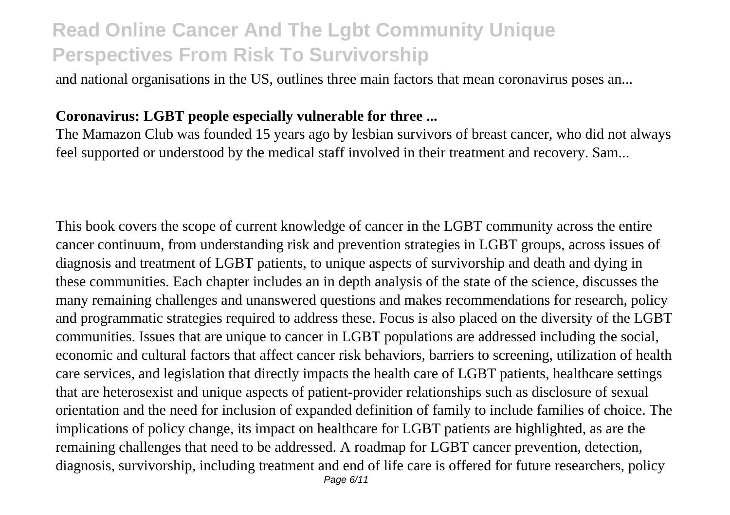and national organisations in the US, outlines three main factors that mean coronavirus poses an...

**Coronavirus: LGBT people especially vulnerable for three ...**

The Mamazon Club was founded 15 years ago by lesbian survivors of breast cancer, who did not always feel supported or understood by the medical staff involved in their treatment and recovery. Sam...

This book covers the scope of current knowledge of cancer in the LGBT community across the entire cancer continuum, from understanding risk and prevention strategies in LGBT groups, across issues of diagnosis and treatment of LGBT patients, to unique aspects of survivorship and death and dying in these communities. Each chapter includes an in depth analysis of the state of the science, discusses the many remaining challenges and unanswered questions and makes recommendations for research, policy and programmatic strategies required to address these. Focus is also placed on the diversity of the LGBT communities. Issues that are unique to cancer in LGBT populations are addressed including the social, economic and cultural factors that affect cancer risk behaviors, barriers to screening, utilization of health care services, and legislation that directly impacts the health care of LGBT patients, healthcare settings that are heterosexist and unique aspects of patient-provider relationships such as disclosure of sexual orientation and the need for inclusion of expanded definition of family to include families of choice. The implications of policy change, its impact on healthcare for LGBT patients are highlighted, as are the remaining challenges that need to be addressed. A roadmap for LGBT cancer prevention, detection, diagnosis, survivorship, including treatment and end of life care is offered for future researchers, policy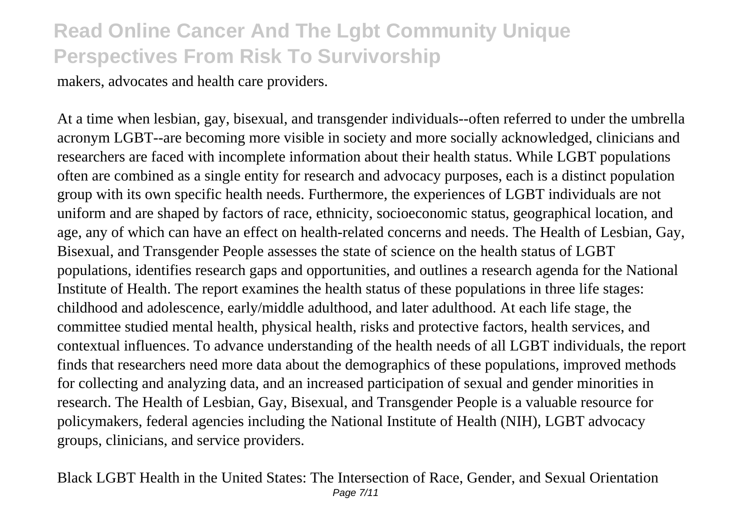makers, advocates and health care providers.

At a time when lesbian, gay, bisexual, and transgender individuals--often referred to under the umbrella acronym LGBT--are becoming more visible in society and more socially acknowledged, clinicians and researchers are faced with incomplete information about their health status. While LGBT populations often are combined as a single entity for research and advocacy purposes, each is a distinct population group with its own specific health needs. Furthermore, the experiences of LGBT individuals are not uniform and are shaped by factors of race, ethnicity, socioeconomic status, geographical location, and age, any of which can have an effect on health-related concerns and needs. The Health of Lesbian, Gay, Bisexual, and Transgender People assesses the state of science on the health status of LGBT populations, identifies research gaps and opportunities, and outlines a research agenda for the National Institute of Health. The report examines the health status of these populations in three life stages: childhood and adolescence, early/middle adulthood, and later adulthood. At each life stage, the committee studied mental health, physical health, risks and protective factors, health services, and contextual influences. To advance understanding of the health needs of all LGBT individuals, the report finds that researchers need more data about the demographics of these populations, improved methods for collecting and analyzing data, and an increased participation of sexual and gender minorities in research. The Health of Lesbian, Gay, Bisexual, and Transgender People is a valuable resource for policymakers, federal agencies including the National Institute of Health (NIH), LGBT advocacy groups, clinicians, and service providers.

Black LGBT Health in the United States: The Intersection of Race, Gender, and Sexual Orientation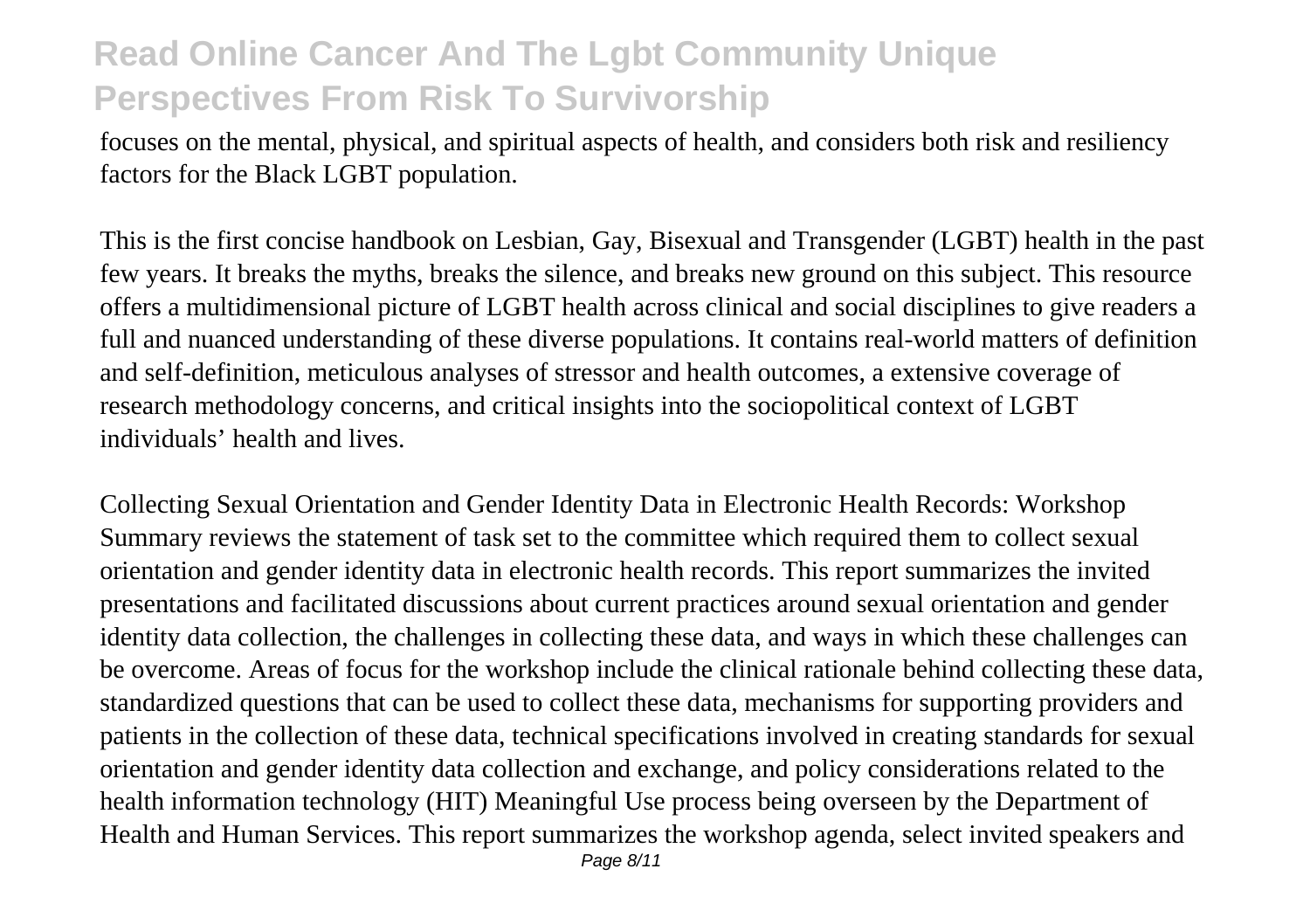focuses on the mental, physical, and spiritual aspects of health, and considers both risk and resiliency factors for the Black LGBT population.

This is the first concise handbook on Lesbian, Gay, Bisexual and Transgender (LGBT) health in the past few years. It breaks the myths, breaks the silence, and breaks new ground on this subject. This resource offers a multidimensional picture of LGBT health across clinical and social disciplines to give readers a full and nuanced understanding of these diverse populations. It contains real-world matters of definition and self-definition, meticulous analyses of stressor and health outcomes, a extensive coverage of research methodology concerns, and critical insights into the sociopolitical context of LGBT individuals' health and lives.

Collecting Sexual Orientation and Gender Identity Data in Electronic Health Records: Workshop Summary reviews the statement of task set to the committee which required them to collect sexual orientation and gender identity data in electronic health records. This report summarizes the invited presentations and facilitated discussions about current practices around sexual orientation and gender identity data collection, the challenges in collecting these data, and ways in which these challenges can be overcome. Areas of focus for the workshop include the clinical rationale behind collecting these data, standardized questions that can be used to collect these data, mechanisms for supporting providers and patients in the collection of these data, technical specifications involved in creating standards for sexual orientation and gender identity data collection and exchange, and policy considerations related to the health information technology (HIT) Meaningful Use process being overseen by the Department of Health and Human Services. This report summarizes the workshop agenda, select invited speakers and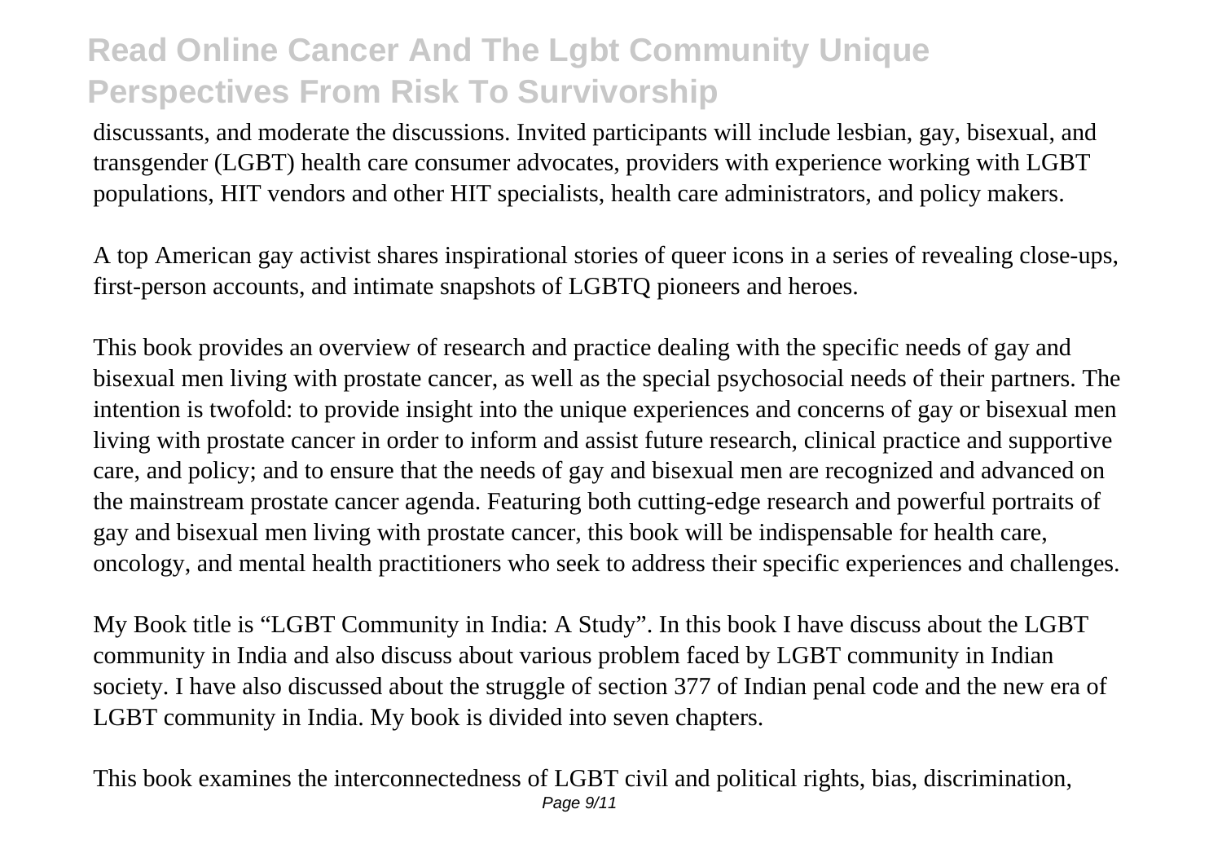discussants, and moderate the discussions. Invited participants will include lesbian, gay, bisexual, and transgender (LGBT) health care consumer advocates, providers with experience working with LGBT populations, HIT vendors and other HIT specialists, health care administrators, and policy makers.

A top American gay activist shares inspirational stories of queer icons in a series of revealing close-ups, first-person accounts, and intimate snapshots of LGBTQ pioneers and heroes.

This book provides an overview of research and practice dealing with the specific needs of gay and bisexual men living with prostate cancer, as well as the special psychosocial needs of their partners. The intention is twofold: to provide insight into the unique experiences and concerns of gay or bisexual men living with prostate cancer in order to inform and assist future research, clinical practice and supportive care, and policy; and to ensure that the needs of gay and bisexual men are recognized and advanced on the mainstream prostate cancer agenda. Featuring both cutting-edge research and powerful portraits of gay and bisexual men living with prostate cancer, this book will be indispensable for health care, oncology, and mental health practitioners who seek to address their specific experiences and challenges.

My Book title is “LGBT Community in India: A Study”. In this book I have discuss about the LGBT community in India and also discuss about various problem faced by LGBT community in Indian society. I have also discussed about the struggle of section 377 of Indian penal code and the new era of LGBT community in India. My book is divided into seven chapters.

This book examines the interconnectedness of LGBT civil and political rights, bias, discrimination,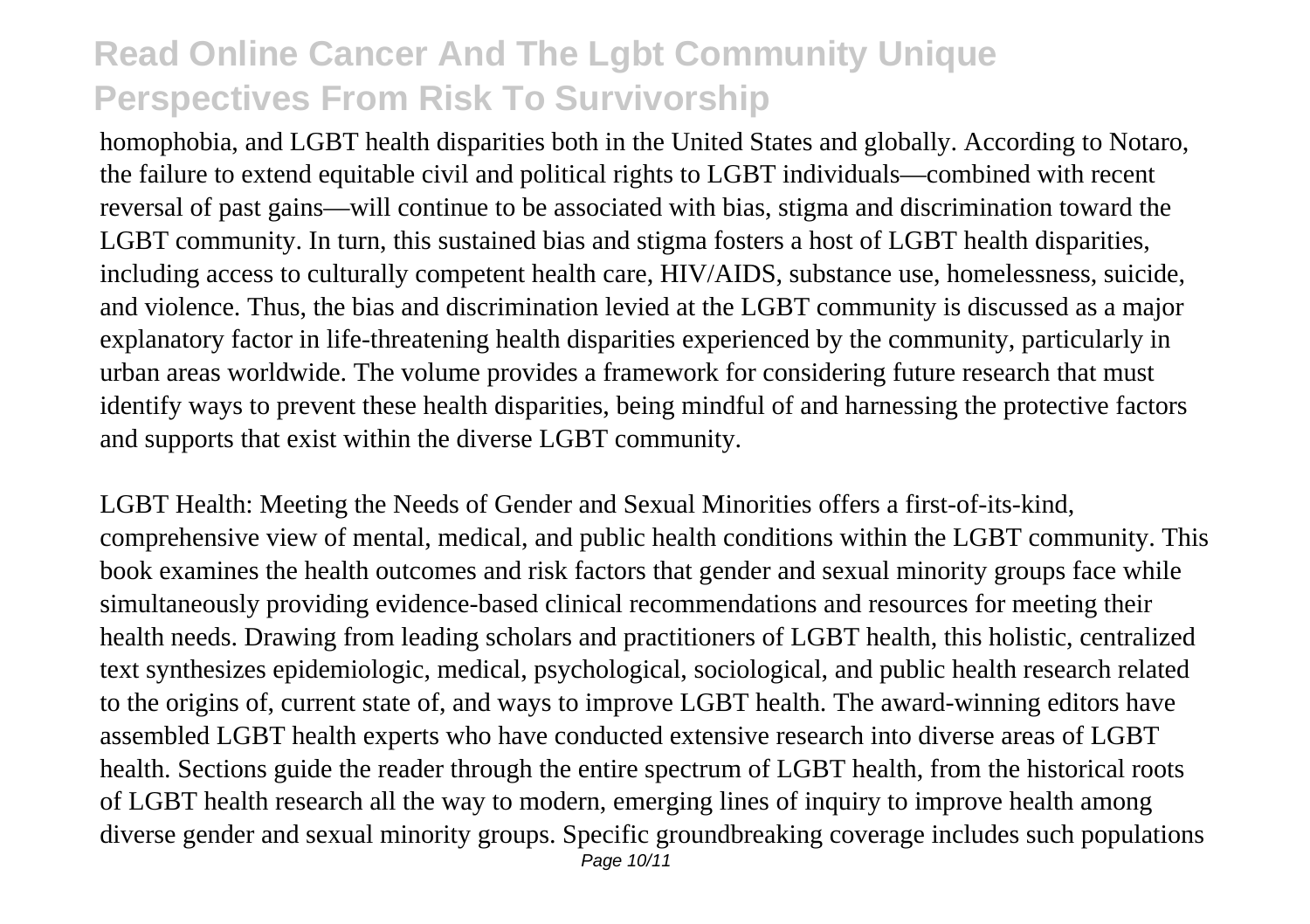homophobia, and LGBT health disparities both in the United States and globally. According to Notaro, the failure to extend equitable civil and political rights to LGBT individuals—combined with recent reversal of past gains—will continue to be associated with bias, stigma and discrimination toward the LGBT community. In turn, this sustained bias and stigma fosters a host of LGBT health disparities, including access to culturally competent health care, HIV/AIDS, substance use, homelessness, suicide, and violence. Thus, the bias and discrimination levied at the LGBT community is discussed as a major explanatory factor in life-threatening health disparities experienced by the community, particularly in urban areas worldwide. The volume provides a framework for considering future research that must identify ways to prevent these health disparities, being mindful of and harnessing the protective factors and supports that exist within the diverse LGBT community.

LGBT Health: Meeting the Needs of Gender and Sexual Minorities offers a first-of-its-kind, comprehensive view of mental, medical, and public health conditions within the LGBT community. This book examines the health outcomes and risk factors that gender and sexual minority groups face while simultaneously providing evidence-based clinical recommendations and resources for meeting their health needs. Drawing from leading scholars and practitioners of LGBT health, this holistic, centralized text synthesizes epidemiologic, medical, psychological, sociological, and public health research related to the origins of, current state of, and ways to improve LGBT health. The award-winning editors have assembled LGBT health experts who have conducted extensive research into diverse areas of LGBT health. Sections guide the reader through the entire spectrum of LGBT health, from the historical roots of LGBT health research all the way to modern, emerging lines of inquiry to improve health among diverse gender and sexual minority groups. Specific groundbreaking coverage includes such populations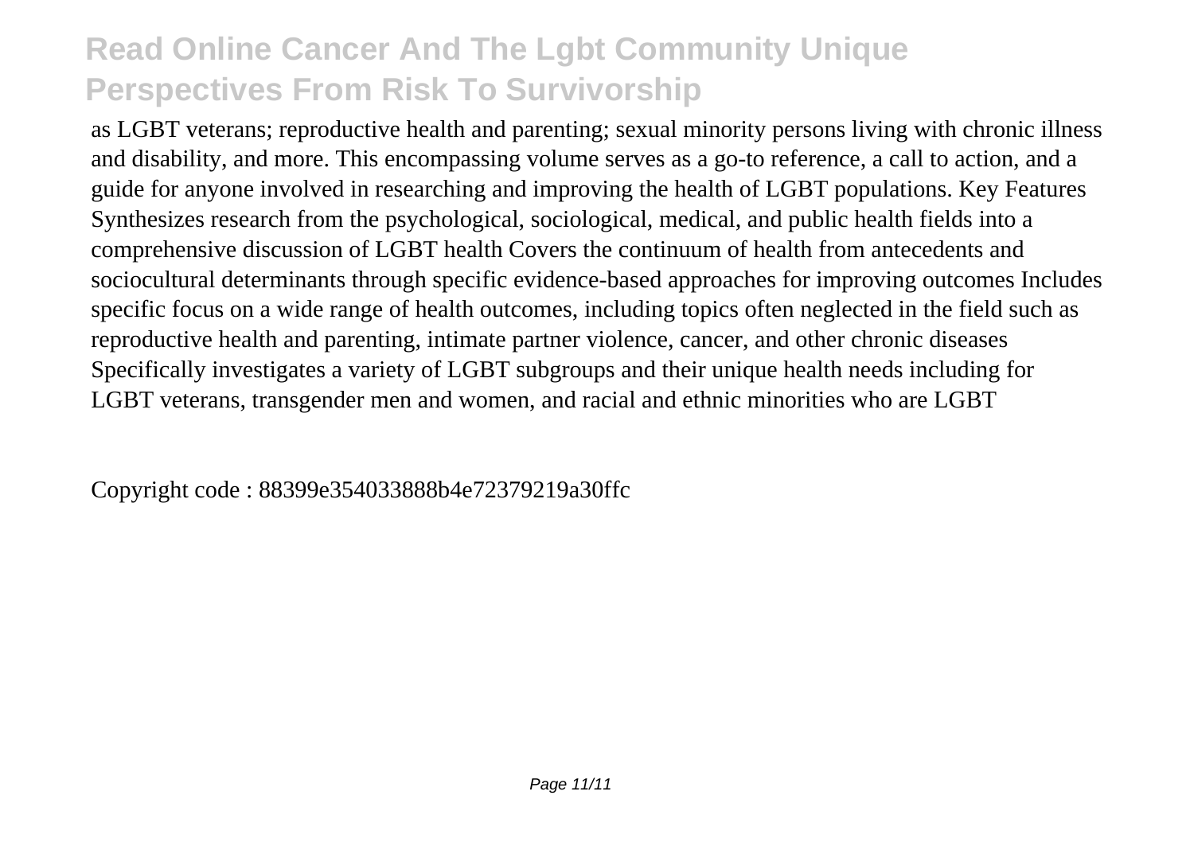as LGBT veterans; reproductive health and parenting; sexual minority persons living with chronic illness and disability, and more. This encompassing volume serves as a go-to reference, a call to action, and a guide for anyone involved in researching and improving the health of LGBT populations. Key Features Synthesizes research from the psychological, sociological, medical, and public health fields into a comprehensive discussion of LGBT health Covers the continuum of health from antecedents and sociocultural determinants through specific evidence-based approaches for improving outcomes Includes specific focus on a wide range of health outcomes, including topics often neglected in the field such as reproductive health and parenting, intimate partner violence, cancer, and other chronic diseases Specifically investigates a variety of LGBT subgroups and their unique health needs including for LGBT veterans, transgender men and women, and racial and ethnic minorities who are LGBT

Copyright code : 88399e354033888b4e72379219a30ffc